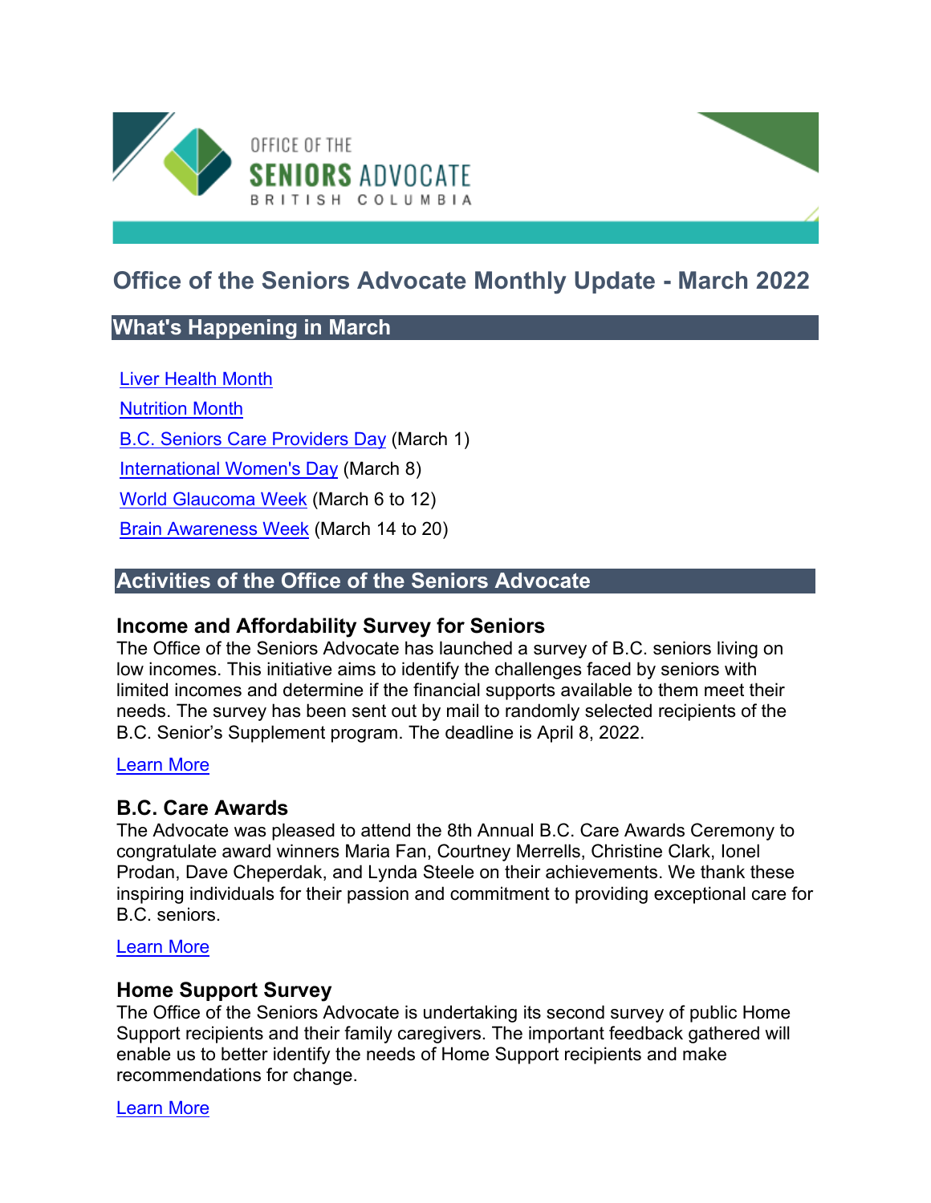OFFICE OF THE SENIORS ADVOCATE BRITISH COLUMBIA

# Office of the Seniors Advocate Monthly Update - March 2022

## What's Happening in March

Liver Health Month

Nutrition Month

B.C. Seniors Care Providers Day (March 1)

International Women's Day (March 8)

World Glaucoma Week (March 6 to 12)

Brain Awareness Week (March 14 to 20)

## Activities of the Office of the Seniors Advocate

### Income and Affordability Survey for Seniors

The Office of the Seniors Advocate has launched a survey of B.C. seniors living on low incomes. This initiative aims to identify the challenges faced by seniors with limited incomes and determine if the financial supports available to them meet their needs. The survey has been sent out by mail to randomly selected recipients of the B.C. Senior's Supplement program. The deadline is April 8, 2022.

Learn More

### B.C. Care Awards

The Advocate was pleased to attend the 8th Annual B.C. Care Awards Ceremony to congratulate award winners Maria Fan, Courtney Merrells, Christine Clark, Ionel Prodan, Dave Cheperdak, and Lynda Steele on their achievements. We thank these inspiring individuals for their passion and commitment to providing exceptional care for B.C. seniors.

Learn More

### Home Support Survey

The Office of the Seniors Advocate is undertaking its second survey of public Home Support recipients and their family caregivers. The important feedback gathered will enable us to better identify the needs of Home Support recipients and make recommendations for change.

Learn More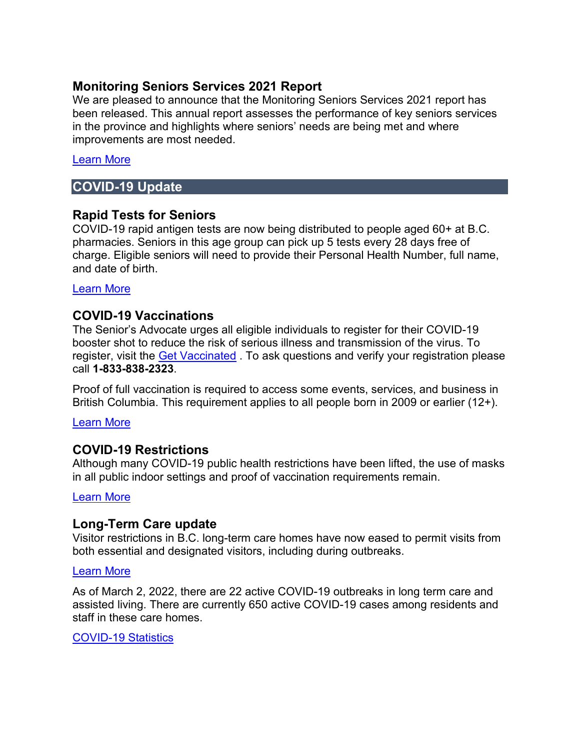### Monitoring Seniors Services 2021 Report

We are pleased to announce that the Monitoring Seniors Services 2021 report has been released. This annual report assesses the performance of key seniors services in the province and highlights where seniors' needs are being met and where improvements are most needed.

Learn More

## COVID-19 Update

### Rapid Tests for Seniors

COVID-19 rapid antigen tests are now being distributed to people aged 60+ at B.C. pharmacies. Seniors in this age group can pick up 5 tests every 28 days free of charge. Eligible seniors will need to provide their Personal Health Number, full name, and date of birth.

Learn More

### COVID-19 Vaccinations

The Senior's Advocate urges all eligible individuals to register for their COVID-19 booster shot to reduce the risk of serious illness and transmission of the virus. To register, visit the Get Vaccinated . To ask questions and verify your registration please call **1-833-838-2323**.

Proof of full vaccination is required to access some events, services, and business in British Columbia. This requirement applies to all people born in 2009 or earlier (12+).

Learn More

### COVID-19 Restrictions

Although many COVID-19 public health restrictions have been lifted, the use of masks in all public indoor settings and proof of vaccination requirements remain.

Learn More

### Long-Term Care update

Visitor restrictions in B.C. long-term care homes have now eased to permit visits from both essential and designated visitors, including during outbreaks.

Learn More

As of March 2, 2022, there are 22 active COVID-19 outbreaks in long term care and assisted living. There are currently 650 active COVID-19 cases among residents and staff in these care homes.

COVID-19 Statistics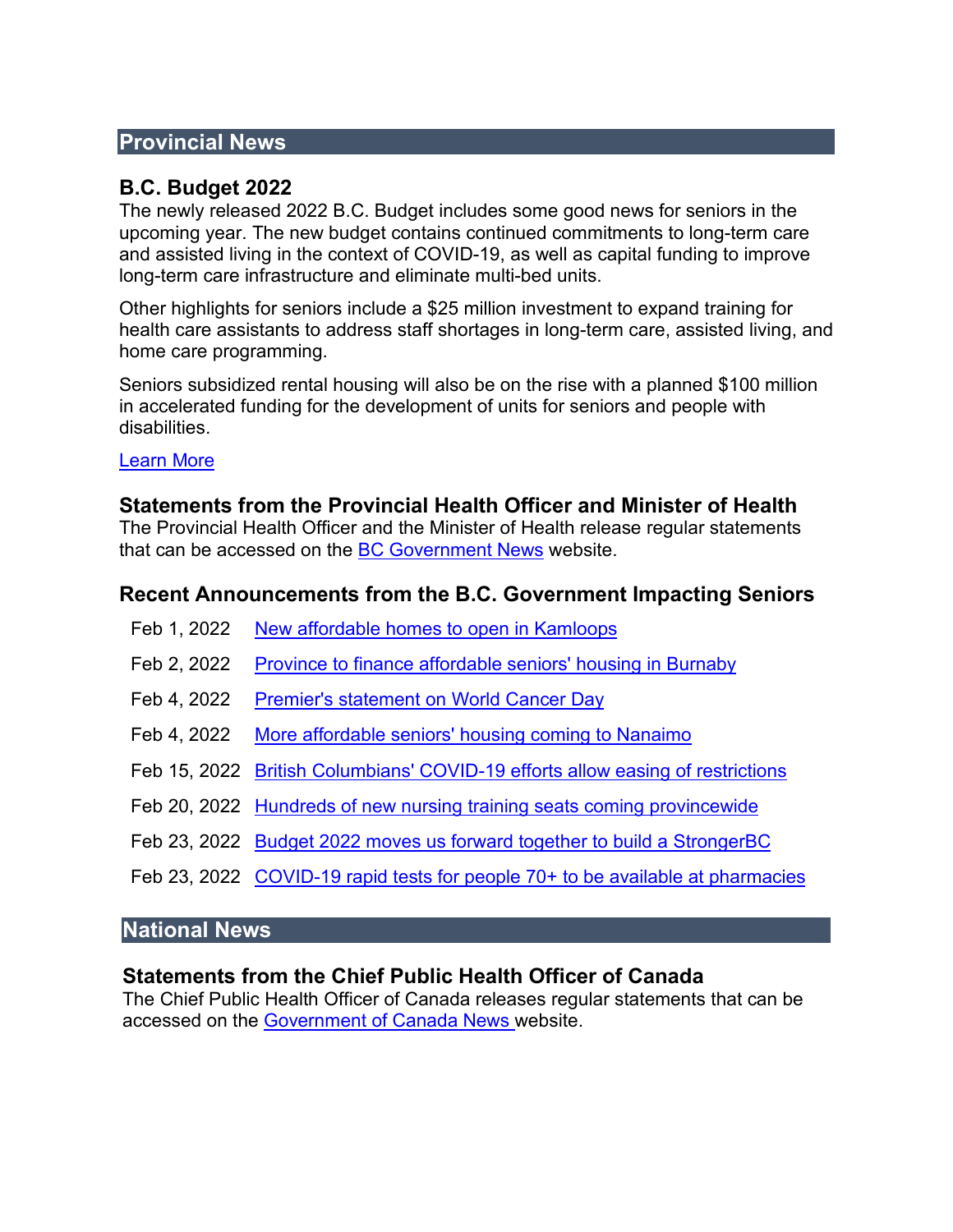## Provincial News

### B.C. Budget 2022

The newly released 2022 B.C. Budget includes some good news for seniors in the upcoming year. The new budget contains continued commitments to long-term care and assisted living in the context of COVID-19, as well as capital funding to improve long-term care infrastructure and eliminate multi-bed units.

Other highlights for seniors include a $25 million investment to expand training for health care assistants to address staff shortages in long-term care, assisted living, and home care programming.

Seniors subsidized rental housing will also be on the rise with a planned $100 million in accelerated funding for the development of units for seniors and people with disabilities.

Learn More

### Statements from the Provincial Health Officer and Minister of Health

The Provincial Health Officer and the Minister of Health release regular statements that can be accessed on the BC Government News website.

### Recent Announcements from the B.C. Government Impacting Seniors

| | |
|---|---|
| Feb 1, 2022 | New affordable homes to open in Kamloops |
| Feb 2, 2022 | Province to finance affordable seniors' housing in Burnaby |
| Feb 4, 2022 | Premier's statement on World Cancer Day |
| Feb 4, 2022 | More affordable seniors' housing coming to Nanaimo |
| Feb 15, 2022 | British Columbians' COVID-19 efforts allow easing of restrictions |
| Feb 20, 2022 | Hundreds of new nursing training seats coming provincewide |
| Feb 23, 2022 | Budget 2022 moves us forward together to build a StrongerBC |
| Feb 23, 2022 | COVID-19 rapid tests for people 70+ to be available at pharmacies |

## National News

### Statements from the Chief Public Health Officer of Canada

The Chief Public Health Officer of Canada releases regular statements that can be accessed on the Government of Canada News website.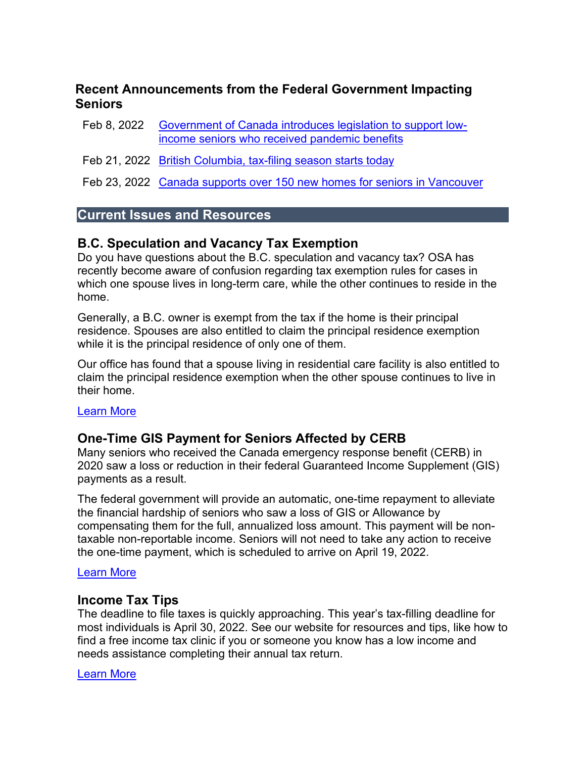### Recent Announcements from the Federal Government Impacting Seniors

| | |
|---|---|
| Feb 8, 2022 | Government of Canada introduces legislation to support low-income seniors who received pandemic benefits |
| Feb 21, 2022 | British Columbia, tax-filing season starts today |
| Feb 23, 2022 | Canada supports over 150 new homes for seniors in Vancouver |

## Current Issues and Resources

### B.C. Speculation and Vacancy Tax Exemption

Do you have questions about the B.C. speculation and vacancy tax? OSA has recently become aware of confusion regarding tax exemption rules for cases in which one spouse lives in long-term care, while the other continues to reside in the home.

Generally, a B.C. owner is exempt from the tax if the home is their principal residence. Spouses are also entitled to claim the principal residence exemption while it is the principal residence of only one of them.

Our office has found that a spouse living in residential care facility is also entitled to claim the principal residence exemption when the other spouse continues to live in their home.

Learn More

### One-Time GIS Payment for Seniors Affected by CERB

Many seniors who received the Canada emergency response benefit (CERB) in 2020 saw a loss or reduction in their federal Guaranteed Income Supplement (GIS) payments as a result.

The federal government will provide an automatic, one-time repayment to alleviate the financial hardship of seniors who saw a loss of GIS or Allowance by compensating them for the full, annualized loss amount. This payment will be non-taxable non-reportable income. Seniors will not need to take any action to receive the one-time payment, which is scheduled to arrive on April 19, 2022.

Learn More

### Income Tax Tips

The deadline to file taxes is quickly approaching. This year's tax-filling deadline for most individuals is April 30, 2022. See our website for resources and tips, like how to find a free income tax clinic if you or someone you know has a low income and needs assistance completing their annual tax return.

Learn More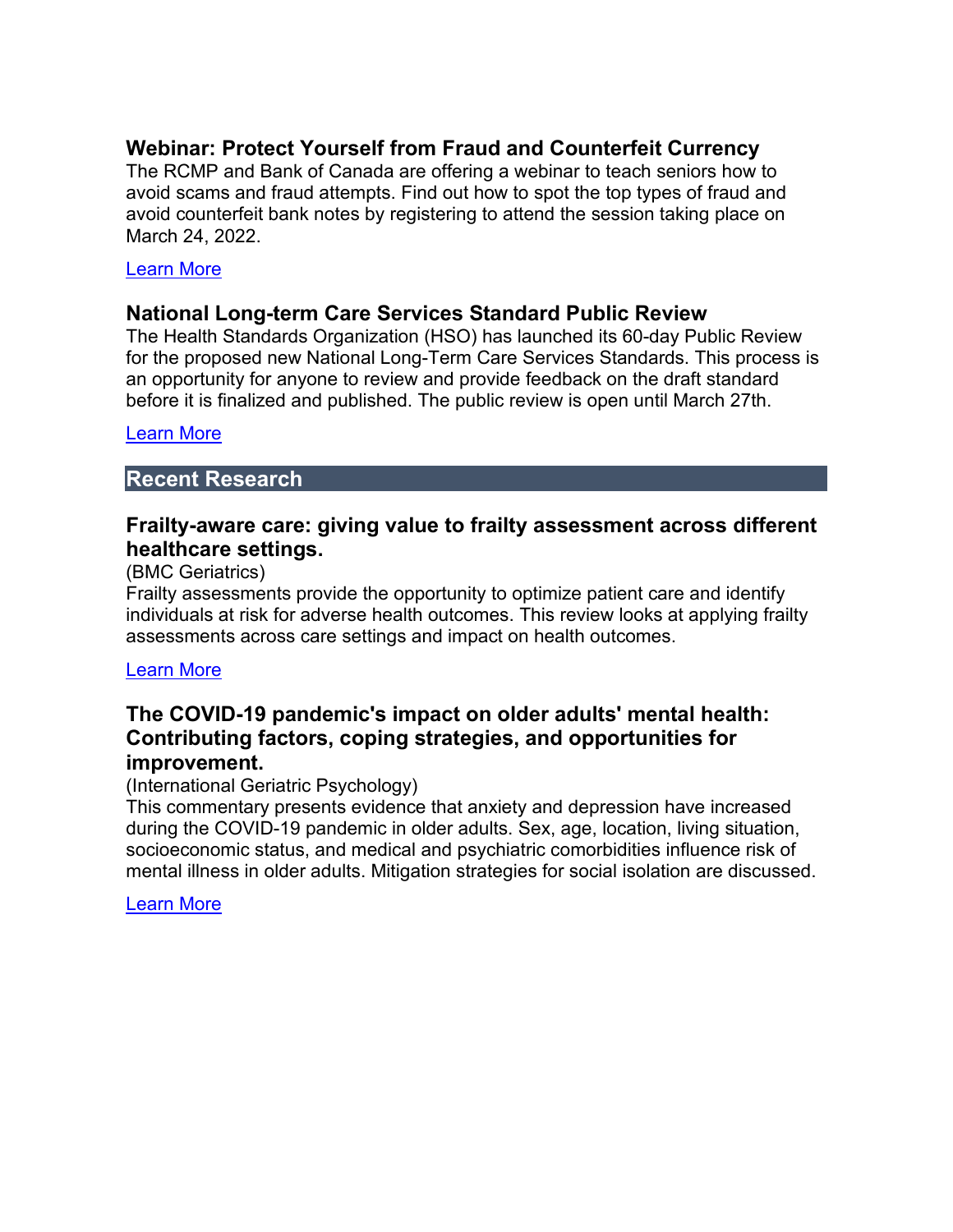### Webinar: Protect Yourself from Fraud and Counterfeit Currency

The RCMP and Bank of Canada are offering a webinar to teach seniors how to avoid scams and fraud attempts. Find out how to spot the top types of fraud and avoid counterfeit bank notes by registering to attend the session taking place on March 24, 2022.

Learn More

### National Long-term Care Services Standard Public Review

The Health Standards Organization (HSO) has launched its 60-day Public Review for the proposed new National Long-Term Care Services Standards. This process is an opportunity for anyone to review and provide feedback on the draft standard before it is finalized and published. The public review is open until March 27th.

Learn More

## Recent Research

### Frailty-aware care: giving value to frailty assessment across different healthcare settings.

(BMC Geriatrics)

Frailty assessments provide the opportunity to optimize patient care and identify individuals at risk for adverse health outcomes. This review looks at applying frailty assessments across care settings and impact on health outcomes.

Learn More

### The COVID-19 pandemic's impact on older adults' mental health: Contributing factors, coping strategies, and opportunities for improvement.

(International Geriatric Psychology)

This commentary presents evidence that anxiety and depression have increased during the COVID-19 pandemic in older adults. Sex, age, location, living situation, socioeconomic status, and medical and psychiatric comorbidities influence risk of mental illness in older adults. Mitigation strategies for social isolation are discussed.

Learn More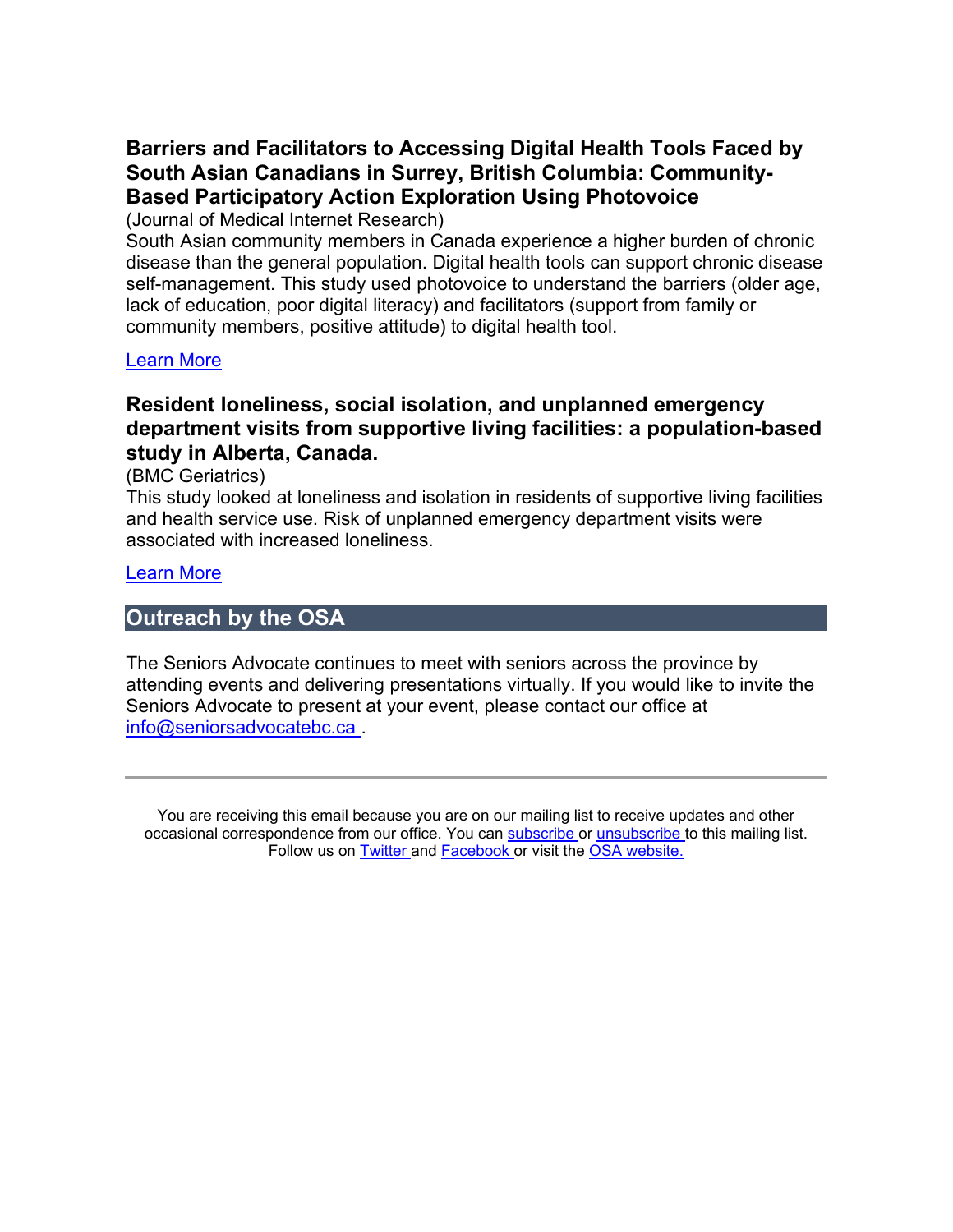### Barriers and Facilitators to Accessing Digital Health Tools Faced by South Asian Canadians in Surrey, British Columbia: Community-Based Participatory Action Exploration Using Photovoice

(Journal of Medical Internet Research)

South Asian community members in Canada experience a higher burden of chronic disease than the general population. Digital health tools can support chronic disease self-management. This study used photovoice to understand the barriers (older age, lack of education, poor digital literacy) and facilitators (support from family or community members, positive attitude) to digital health tool.

Learn More

### Resident loneliness, social isolation, and unplanned emergency department visits from supportive living facilities: a population-based study in Alberta, Canada.

(BMC Geriatrics)

This study looked at loneliness and isolation in residents of supportive living facilities and health service use. Risk of unplanned emergency department visits were associated with increased loneliness.

Learn More

## Outreach by the OSA

The Seniors Advocate continues to meet with seniors across the province by attending events and delivering presentations virtually. If you would like to invite the Seniors Advocate to present at your event, please contact our office at info@seniorsadvocatebc.ca .

---

You are receiving this email because you are on our mailing list to receive updates and other occasional correspondence from our office. You can subscribe or unsubscribe to this mailing list. Follow us on Twitter and Facebook or visit the OSA website.